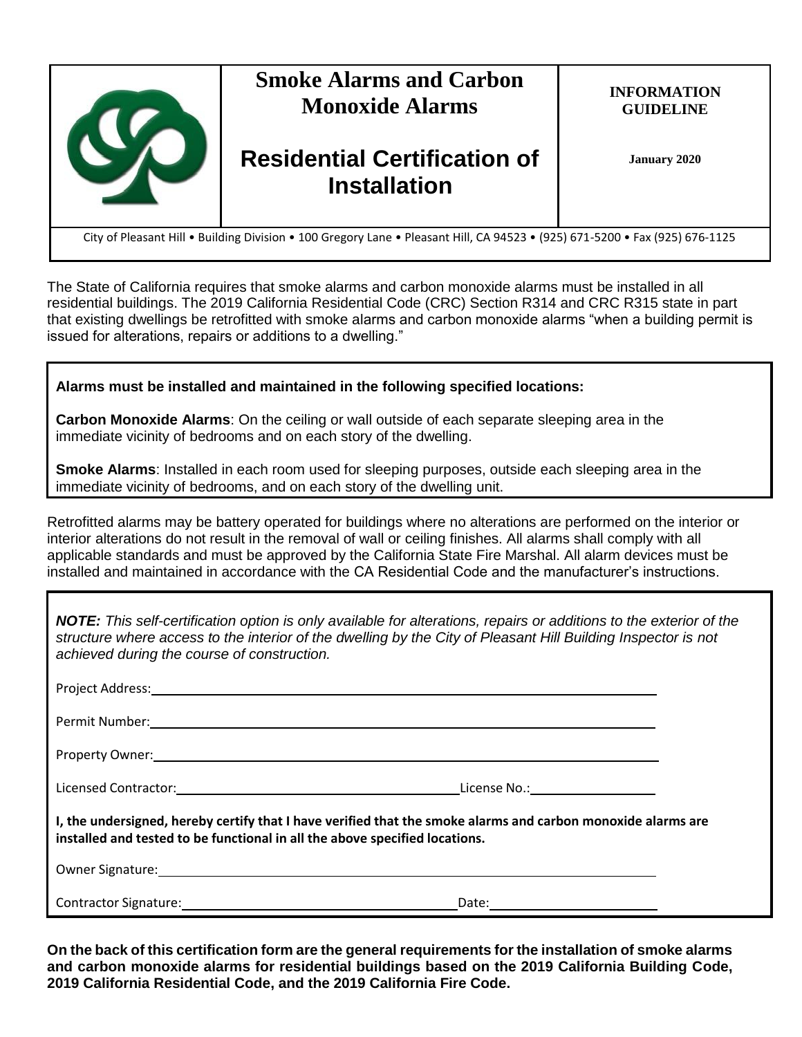# Smoke Alarms and Carbon Monoxide Alarms

# Residential Certification of Installation

**INFORMATION GUIDELINE**

**January 2020**

City of Pleasant Hill • Building Division • 100 Gregory Lane • Pleasant Hill, CA 94523 • (925) 671-5200 • Fax (925) 676-1125

The State of California requires that smoke alarms and carbon monoxide alarms must be installed in all residential buildings. The 2019 California Residential Code (CRC) Section R314 and CRC R315 state in part that existing dwellings be retrofitted with smoke alarms and carbon monoxide alarms "when a building permit is issued for alterations, repairs or additions to a dwelling."

**Alarms must be installed and maintained in the following specified locations:**

**Carbon Monoxide Alarms**: On the ceiling or wall outside of each separate sleeping area in the immediate vicinity of bedrooms and on each story of the dwelling.

**Smoke Alarms**: Installed in each room used for sleeping purposes, outside each sleeping area in the immediate vicinity of bedrooms, and on each story of the dwelling unit.

Retrofitted alarms may be battery operated for buildings where no alterations are performed on the interior or interior alterations do not result in the removal of wall or ceiling finishes. All alarms shall comply with all applicable standards and must be approved by the California State Fire Marshal. All alarm devices must be installed and maintained in accordance with the CA Residential Code and the manufacturer's instructions.

***NOTE:*** *This self-certification option is only available for alterations, repairs or additions to the exterior of the structure where access to the interior of the dwelling by the City of Pleasant Hill Building Inspector is not achieved during the course of construction.*

Project Address: ______________________________

Permit Number: ______________________________

Property Owner: ______________________________

Licensed Contractor: ______________________ License No.: ______________

**I, the undersigned, hereby certify that I have verified that the smoke alarms and carbon monoxide alarms are installed and tested to be functional in all the above specified locations.**

Owner Signature: ______________________________

Contractor Signature: ______________________ Date: ______________

**On the back of this certification form are the general requirements for the installation of smoke alarms and carbon monoxide alarms for residential buildings based on the 2019 California Building Code, 2019 California Residential Code, and the 2019 California Fire Code.**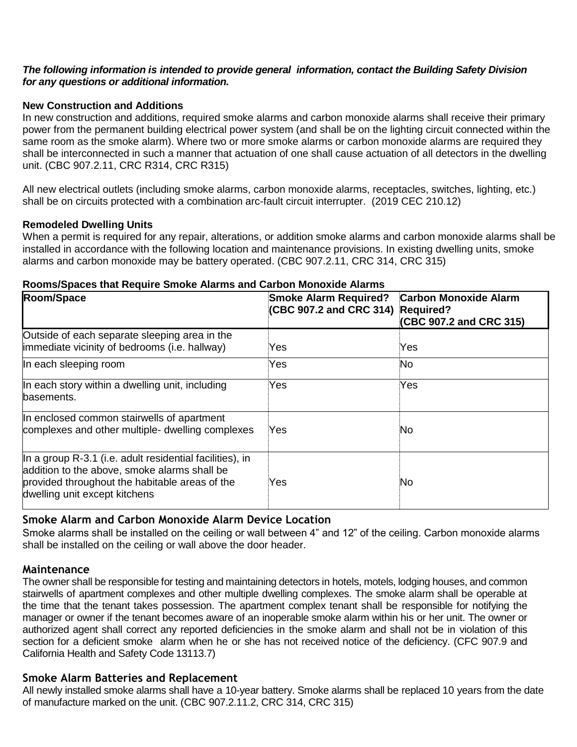***The following information is intended to provide general information, contact the Building Safety Division for any questions or additional information.***

**New Construction and Additions**

In new construction and additions, required smoke alarms and carbon monoxide alarms shall receive their primary power from the permanent building electrical power system (and shall be on the lighting circuit connected within the same room as the smoke alarm). Where two or more smoke alarms or carbon monoxide alarms are required they shall be interconnected in such a manner that actuation of one shall cause actuation of all detectors in the dwelling unit. (CBC 907.2.11, CRC R314, CRC R315)

All new electrical outlets (including smoke alarms, carbon monoxide alarms, receptacles, switches, lighting, etc.) shall be on circuits protected with a combination arc-fault circuit interrupter. (2019 CEC 210.12)

**Remodeled Dwelling Units**

When a permit is required for any repair, alterations, or addition smoke alarms and carbon monoxide alarms shall be installed in accordance with the following location and maintenance provisions. In existing dwelling units, smoke alarms and carbon monoxide may be battery operated. (CBC 907.2.11, CRC 314, CRC 315)

**Rooms/Spaces that Require Smoke Alarms and Carbon Monoxide Alarms**

| Room/Space | Smoke Alarm Required? (CBC 907.2 and CRC 314) | Carbon Monoxide Alarm Required? (CBC 907.2 and CRC 315) |
|---|---|---|
| Outside of each separate sleeping area in the immediate vicinity of bedrooms (i.e. hallway) | Yes | Yes |
| In each sleeping room | Yes | No |
| In each story within a dwelling unit, including basements. | Yes | Yes |
| In enclosed common stairwells of apartment complexes and other multiple- dwelling complexes | Yes | No |
| In a group R-3.1 (i.e. adult residential facilities), in addition to the above, smoke alarms shall be provided throughout the habitable areas of the dwelling unit except kitchens | Yes | No |

## Smoke Alarm and Carbon Monoxide Alarm Device Location

Smoke alarms shall be installed on the ceiling or wall between 4" and 12" of the ceiling. Carbon monoxide alarms shall be installed on the ceiling or wall above the door header.

## Maintenance

The owner shall be responsible for testing and maintaining detectors in hotels, motels, lodging houses, and common stairwells of apartment complexes and other multiple dwelling complexes. The smoke alarm shall be operable at the time that the tenant takes possession. The apartment complex tenant shall be responsible for notifying the manager or owner if the tenant becomes aware of an inoperable smoke alarm within his or her unit. The owner or authorized agent shall correct any reported deficiencies in the smoke alarm and shall not be in violation of this section for a deficient smoke alarm when he or she has not received notice of the deficiency. (CFC 907.9 and California Health and Safety Code 13113.7)

## Smoke Alarm Batteries and Replacement

All newly installed smoke alarms shall have a 10-year battery. Smoke alarms shall be replaced 10 years from the date of manufacture marked on the unit. (CBC 907.2.11.2, CRC 314, CRC 315)